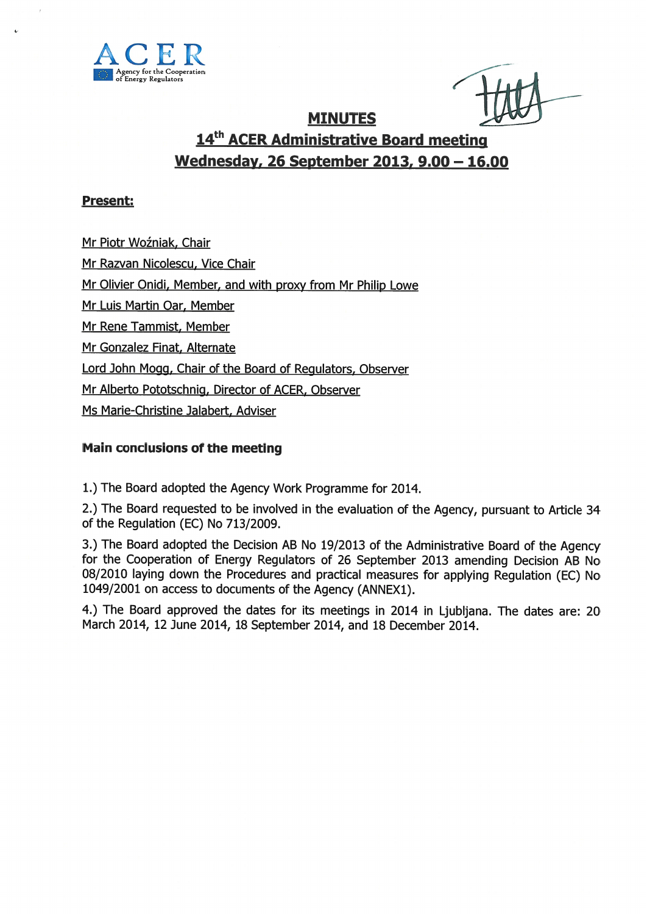ACER

Agency for the Cooperation of Energy Regulators

# MINUTES

## 14th ACER Administrative Board meeting

## Wednesday, 26 September 2013, 9.00 – 16.00

**Present:**

Mr Piotr Woźniak, Chair

Mr Razvan Nicolescu, Vice Chair

Mr Olivier Onidi, Member, and with proxy from Mr Philip Lowe

Mr Luis Martin Oar, Member

Mr Rene Tammist, Member

Mr Gonzalez Finat, Alternate

Lord John Mogg, Chair of the Board of Regulators, Observer

Mr Alberto Pototschnig, Director of ACER, Observer

Ms Marie-Christine Jalabert, Adviser

**Main conclusions of the meeting**

1.) The Board adopted the Agency Work Programme for 2014.

2.) The Board requested to be involved in the evaluation of the Agency, pursuant to Article 34 of the Regulation (EC) No 713/2009.

3.) The Board adopted the Decision AB No 19/2013 of the Administrative Board of the Agency for the Cooperation of Energy Regulators of 26 September 2013 amending Decision AB No 08/2010 laying down the Procedures and practical measures for applying Regulation (EC) No 1049/2001 on access to documents of the Agency (ANNEX1).

4.) The Board approved the dates for its meetings in 2014 in Ljubljana. The dates are: 20 March 2014, 12 June 2014, 18 September 2014, and 18 December 2014.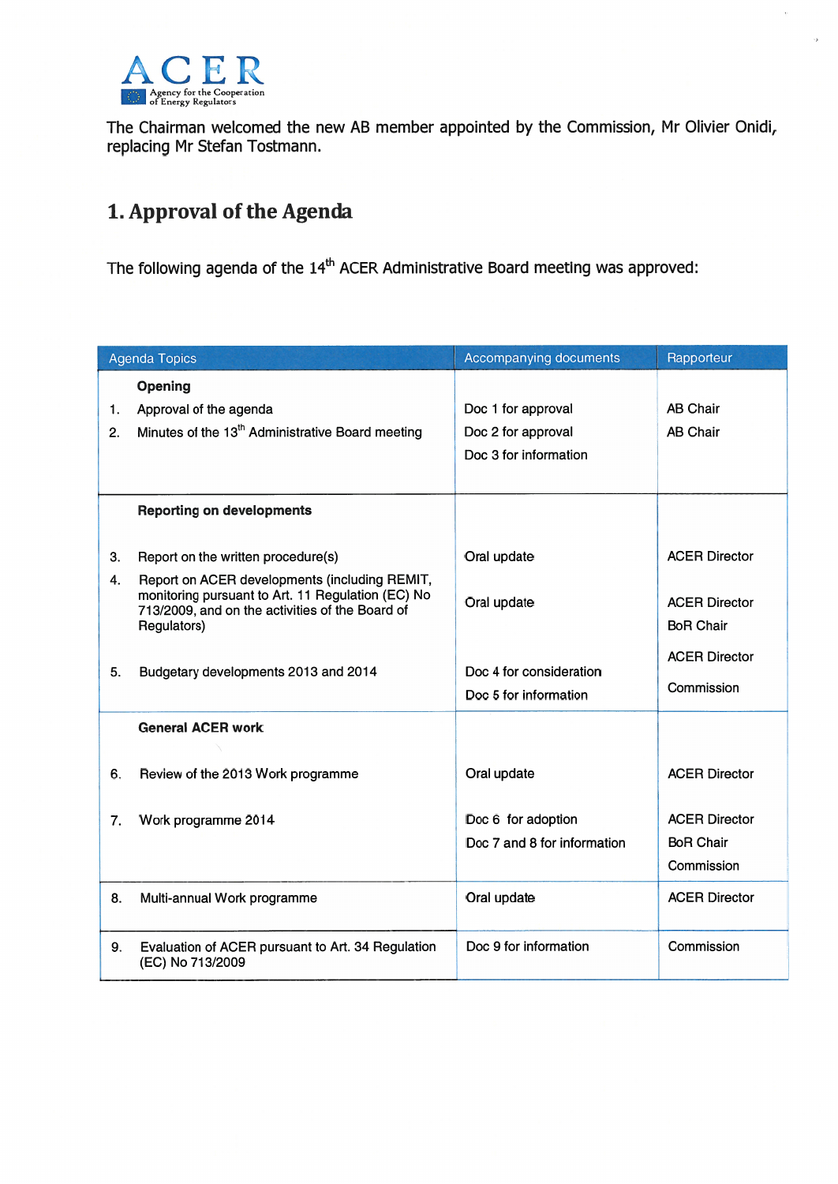The Chairman welcomed the new AB member appointed by the Commission, Mr Olivier Onidi, replacing Mr Stefan Tostmann.

# 1. Approval of the Agenda

The following agenda of the 14th ACER Administrative Board meeting was approved:

| Agenda Topics | Accompanying documents | Rapporteur |
|---|---|---|
| **Opening** | | |
| 1. Approval of the agenda | Doc 1 for approval | AB Chair |
| 2. Minutes of the 13th Administrative Board meeting | Doc 2 for approval<br>Doc 3 for information | AB Chair |
| **Reporting on developments** | | |
| 3. Report on the written procedure(s) | Oral update | ACER Director |
| 4. Report on ACER developments (including REMIT, monitoring pursuant to Art. 11 Regulation (EC) No 713/2009, and on the activities of the Board of Regulators) | Oral update | ACER Director<br>BoR Chair |
| 5. Budgetary developments 2013 and 2014 | Doc 4 for consideration<br>Doc 5 for information | ACER Director<br>Commission |
| **General ACER work** | | |
| 6. Review of the 2013 Work programme | Oral update | ACER Director |
| 7. Work programme 2014 | Doc 6 for adoption<br>Doc 7 and 8 for information | ACER Director<br>BoR Chair<br>Commission |
| 8. Multi-annual Work programme | Oral update | ACER Director |
| 9. Evaluation of ACER pursuant to Art. 34 Regulation (EC) No 713/2009 | Doc 9 for information | Commission |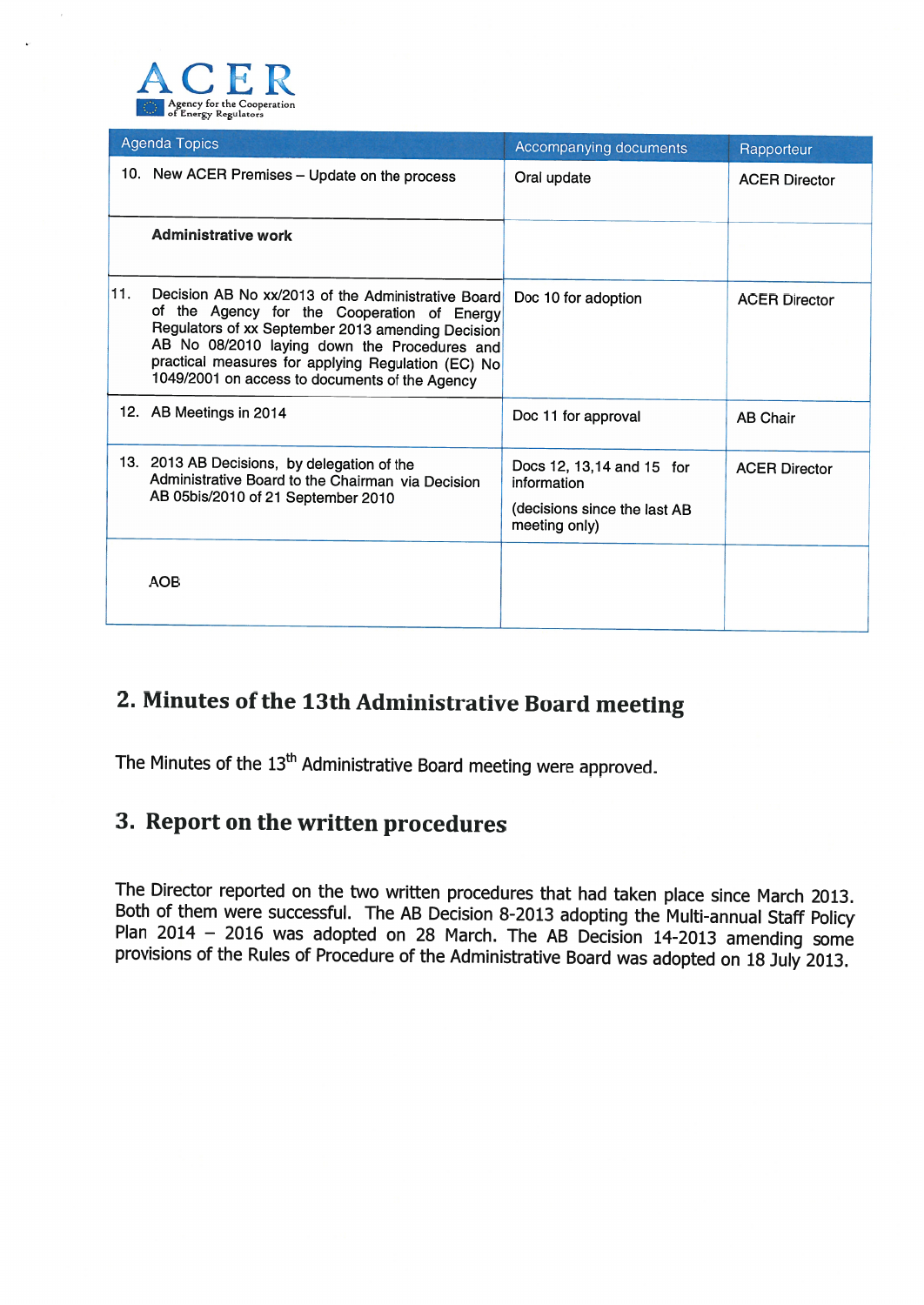| Agenda Topics | Accompanying documents | Rapporteur |
|---|---|---|
| 10. New ACER Premises – Update on the process | Oral update | ACER Director |
| **Administrative work** | | |
| 11. Decision AB No xx/2013 of the Administrative Board of the Agency for the Cooperation of Energy Regulators of xx September 2013 amending Decision AB No 08/2010 laying down the Procedures and practical measures for applying Regulation (EC) No 1049/2001 on access to documents of the Agency | Doc 10 for adoption | ACER Director |
| 12. AB Meetings in 2014 | Doc 11 for approval | AB Chair |
| 13. 2013 AB Decisions, by delegation of the Administrative Board to the Chairman via Decision AB 05bis/2010 of 21 September 2010 | Docs 12, 13,14 and 15 for information (decisions since the last AB meeting only) | ACER Director |
| AOB | | |

## 2. Minutes of the 13th Administrative Board meeting

The Minutes of the 13th Administrative Board meeting were approved.

## 3. Report on the written procedures

The Director reported on the two written procedures that had taken place since March 2013. Both of them were successful. The AB Decision 8-2013 adopting the Multi-annual Staff Policy Plan 2014 – 2016 was adopted on 28 March. The AB Decision 14-2013 amending some provisions of the Rules of Procedure of the Administrative Board was adopted on 18 July 2013.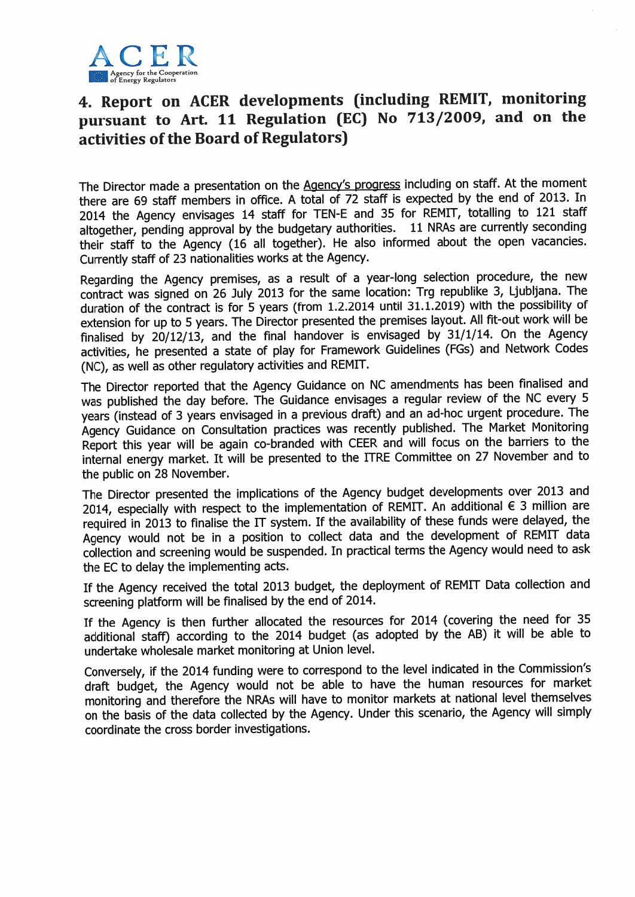## 4. Report on ACER developments (including REMIT, monitoring pursuant to Art. 11 Regulation (EC) No 713/2009, and on the activities of the Board of Regulators)

The Director made a presentation on the Agency's progress including on staff. At the moment there are 69 staff members in office. A total of 72 staff is expected by the end of 2013. In 2014 the Agency envisages 14 staff for TEN-E and 35 for REMIT, totalling to 121 staff altogether, pending approval by the budgetary authorities. 11 NRAs are currently seconding their staff to the Agency (16 all together). He also informed about the open vacancies. Currently staff of 23 nationalities works at the Agency.

Regarding the Agency premises, as a result of a year-long selection procedure, the new contract was signed on 26 July 2013 for the same location: Trg republike 3, Ljubljana. The duration of the contract is for 5 years (from 1.2.2014 until 31.1.2019) with the possibility of extension for up to 5 years. The Director presented the premises layout. All fit-out work will be finalised by 20/12/13, and the final handover is envisaged by 31/1/14. On the Agency activities, he presented a state of play for Framework Guidelines (FGs) and Network Codes (NC), as well as other regulatory activities and REMIT.

The Director reported that the Agency Guidance on NC amendments has been finalised and was published the day before. The Guidance envisages a regular review of the NC every 5 years (instead of 3 years envisaged in a previous draft) and an ad-hoc urgent procedure. The Agency Guidance on Consultation practices was recently published. The Market Monitoring Report this year will be again co-branded with CEER and will focus on the barriers to the internal energy market. It will be presented to the ITRE Committee on 27 November and to the public on 28 November.

The Director presented the implications of the Agency budget developments over 2013 and 2014, especially with respect to the implementation of REMIT. An additional € 3 million are required in 2013 to finalise the IT system. If the availability of these funds were delayed, the Agency would not be in a position to collect data and the development of REMIT data collection and screening would be suspended. In practical terms the Agency would need to ask the EC to delay the implementing acts.

If the Agency received the total 2013 budget, the deployment of REMIT Data collection and screening platform will be finalised by the end of 2014.

If the Agency is then further allocated the resources for 2014 (covering the need for 35 additional staff) according to the 2014 budget (as adopted by the AB) it will be able to undertake wholesale market monitoring at Union level.

Conversely, if the 2014 funding were to correspond to the level indicated in the Commission's draft budget, the Agency would not be able to have the human resources for market monitoring and therefore the NRAs will have to monitor markets at national level themselves on the basis of the data collected by the Agency. Under this scenario, the Agency will simply coordinate the cross border investigations.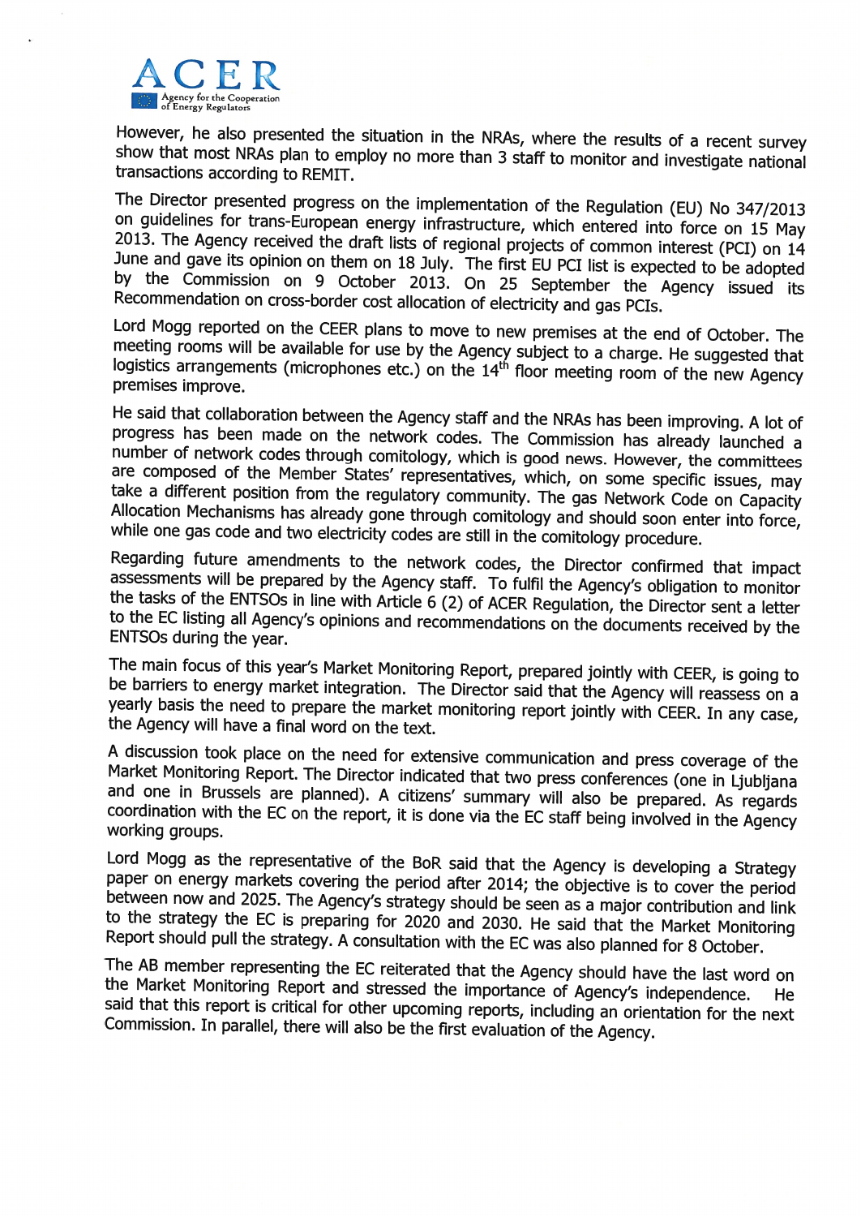However, he also presented the situation in the NRAs, where the results of a recent survey show that most NRAs plan to employ no more than 3 staff to monitor and investigate national transactions according to REMIT.

The Director presented progress on the implementation of the Regulation (EU) No 347/2013 on guidelines for trans-European energy infrastructure, which entered into force on 15 May 2013. The Agency received the draft lists of regional projects of common interest (PCI) on 14 June and gave its opinion on them on 18 July. The first EU PCI list is expected to be adopted by the Commission on 9 October 2013. On 25 September the Agency issued its Recommendation on cross-border cost allocation of electricity and gas PCIs.

Lord Mogg reported on the CEER plans to move to new premises at the end of October. The meeting rooms will be available for use by the Agency subject to a charge. He suggested that logistics arrangements (microphones etc.) on the 14th floor meeting room of the new Agency premises improve.

He said that collaboration between the Agency staff and the NRAs has been improving. A lot of progress has been made on the network codes. The Commission has already launched a number of network codes through comitology, which is good news. However, the committees are composed of the Member States' representatives, which, on some specific issues, may take a different position from the regulatory community. The gas Network Code on Capacity Allocation Mechanisms has already gone through comitology and should soon enter into force, while one gas code and two electricity codes are still in the comitology procedure.

Regarding future amendments to the network codes, the Director confirmed that impact assessments will be prepared by the Agency staff. To fulfil the Agency's obligation to monitor the tasks of the ENTSOs in line with Article 6 (2) of ACER Regulation, the Director sent a letter to the EC listing all Agency's opinions and recommendations on the documents received by the ENTSOs during the year.

The main focus of this year's Market Monitoring Report, prepared jointly with CEER, is going to be barriers to energy market integration. The Director said that the Agency will reassess on a yearly basis the need to prepare the market monitoring report jointly with CEER. In any case, the Agency will have a final word on the text.

A discussion took place on the need for extensive communication and press coverage of the Market Monitoring Report. The Director indicated that two press conferences (one in Ljubljana and one in Brussels are planned). A citizens' summary will also be prepared. As regards coordination with the EC on the report, it is done via the EC staff being involved in the Agency working groups.

Lord Mogg as the representative of the BoR said that the Agency is developing a Strategy paper on energy markets covering the period after 2014; the objective is to cover the period between now and 2025. The Agency's strategy should be seen as a major contribution and link to the strategy the EC is preparing for 2020 and 2030. He said that the Market Monitoring Report should pull the strategy. A consultation with the EC was also planned for 8 October.

The AB member representing the EC reiterated that the Agency should have the last word on the Market Monitoring Report and stressed the importance of Agency's independence. He said that this report is critical for other upcoming reports, including an orientation for the next Commission. In parallel, there will also be the first evaluation of the Agency.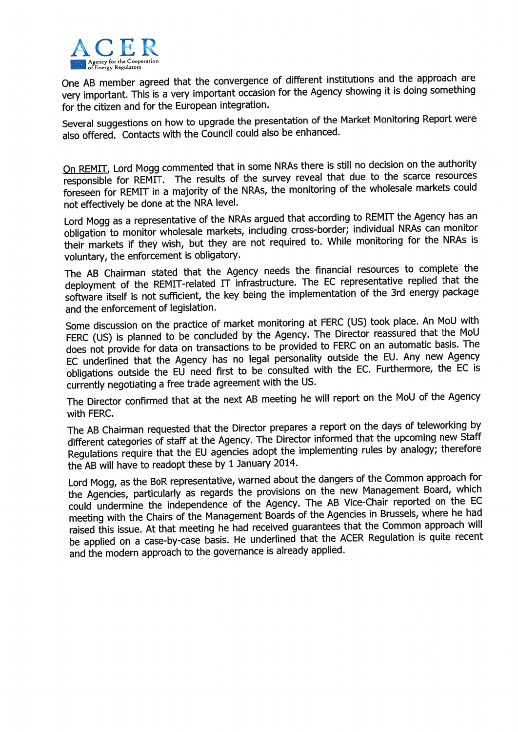One AB member agreed that the convergence of different institutions and the approach are very important. This is a very important occasion for the Agency showing it is doing something for the citizen and for the European integration.

Several suggestions on how to upgrade the presentation of the Market Monitoring Report were also offered. Contacts with the Council could also be enhanced.

On REMIT, Lord Mogg commented that in some NRAs there is still no decision on the authority responsible for REMIT. The results of the survey reveal that due to the scarce resources foreseen for REMIT in a majority of the NRAs, the monitoring of the wholesale markets could not effectively be done at the NRA level.

Lord Mogg as a representative of the NRAs argued that according to REMIT the Agency has an obligation to monitor wholesale markets, including cross-border; individual NRAs can monitor their markets if they wish, but they are not required to. While monitoring for the NRAs is voluntary, the enforcement is obligatory.

The AB Chairman stated that the Agency needs the financial resources to complete the deployment of the REMIT-related IT infrastructure. The EC representative replied that the software itself is not sufficient, the key being the implementation of the 3rd energy package and the enforcement of legislation.

Some discussion on the practice of market monitoring at FERC (US) took place. An MoU with FERC (US) is planned to be concluded by the Agency. The Director reassured that the MoU does not provide for data on transactions to be provided to FERC on an automatic basis. The EC underlined that the Agency has no legal personality outside the EU. Any new Agency obligations outside the EU need first to be consulted with the EC. Furthermore, the EC is currently negotiating a free trade agreement with the US.

The Director confirmed that at the next AB meeting he will report on the MoU of the Agency with FERC.

The AB Chairman requested that the Director prepares a report on the days of teleworking by different categories of staff at the Agency. The Director informed that the upcoming new Staff Regulations require that the EU agencies adopt the implementing rules by analogy; therefore the AB will have to readopt these by 1 January 2014.

Lord Mogg, as the BoR representative, warned about the dangers of the Common approach for the Agencies, particularly as regards the provisions on the new Management Board, which could undermine the independence of the Agency. The AB Vice-Chair reported on the EC meeting with the Chairs of the Management Boards of the Agencies in Brussels, where he had raised this issue. At that meeting he had received guarantees that the Common approach will be applied on a case-by-case basis. He underlined that the ACER Regulation is quite recent and the modern approach to the governance is already applied.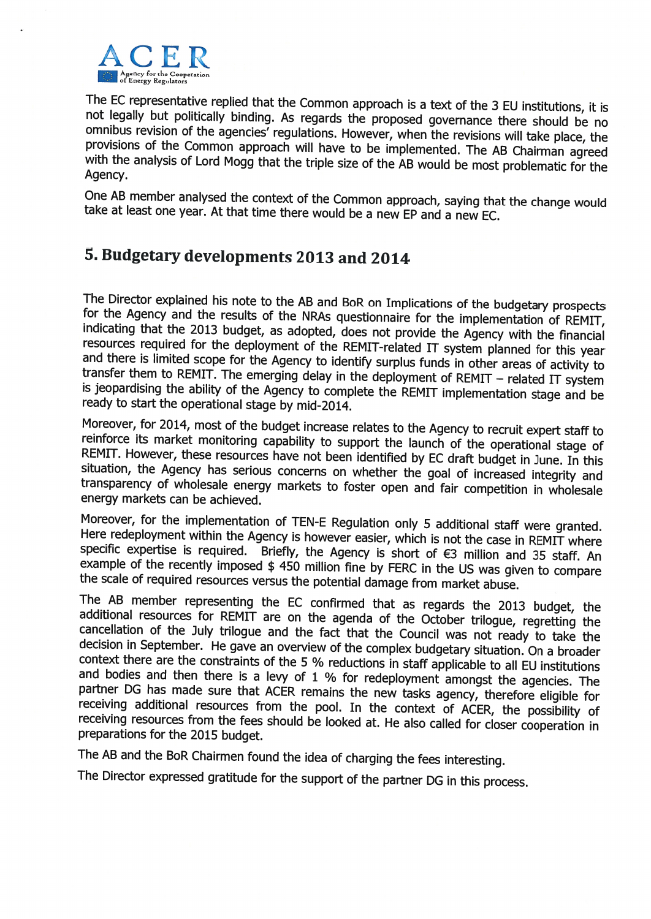The EC representative replied that the Common approach is a text of the 3 EU institutions, it is not legally but politically binding. As regards the proposed governance there should be no omnibus revision of the agencies' regulations. However, when the revisions will take place, the provisions of the Common approach will have to be implemented. The AB Chairman agreed with the analysis of Lord Mogg that the triple size of the AB would be most problematic for the Agency.

One AB member analysed the context of the Common approach, saying that the change would take at least one year. At that time there would be a new EP and a new EC.

## 5. Budgetary developments 2013 and 2014

The Director explained his note to the AB and BoR on Implications of the budgetary prospects for the Agency and the results of the NRAs questionnaire for the implementation of REMIT, indicating that the 2013 budget, as adopted, does not provide the Agency with the financial resources required for the deployment of the REMIT-related IT system planned for this year and there is limited scope for the Agency to identify surplus funds in other areas of activity to transfer them to REMIT. The emerging delay in the deployment of REMIT – related IT system is jeopardising the ability of the Agency to complete the REMIT implementation stage and be ready to start the operational stage by mid-2014.

Moreover, for 2014, most of the budget increase relates to the Agency to recruit expert staff to reinforce its market monitoring capability to support the launch of the operational stage of REMIT. However, these resources have not been identified by EC draft budget in June. In this situation, the Agency has serious concerns on whether the goal of increased integrity and transparency of wholesale energy markets to foster open and fair competition in wholesale energy markets can be achieved.

Moreover, for the implementation of TEN-E Regulation only 5 additional staff were granted. Here redeployment within the Agency is however easier, which is not the case in REMIT where specific expertise is required. Briefly, the Agency is short of €3 million and 35 staff. An example of the recently imposed $ 450 million fine by FERC in the US was given to compare the scale of required resources versus the potential damage from market abuse.

The AB member representing the EC confirmed that as regards the 2013 budget, the additional resources for REMIT are on the agenda of the October trilogue, regretting the cancellation of the July trilogue and the fact that the Council was not ready to take the decision in September. He gave an overview of the complex budgetary situation. On a broader context there are the constraints of the 5 % reductions in staff applicable to all EU institutions and bodies and then there is a levy of 1 % for redeployment amongst the agencies. The partner DG has made sure that ACER remains the new tasks agency, therefore eligible for receiving additional resources from the pool. In the context of ACER, the possibility of receiving resources from the fees should be looked at. He also called for closer cooperation in preparations for the 2015 budget.

The AB and the BoR Chairmen found the idea of charging the fees interesting.

The Director expressed gratitude for the support of the partner DG in this process.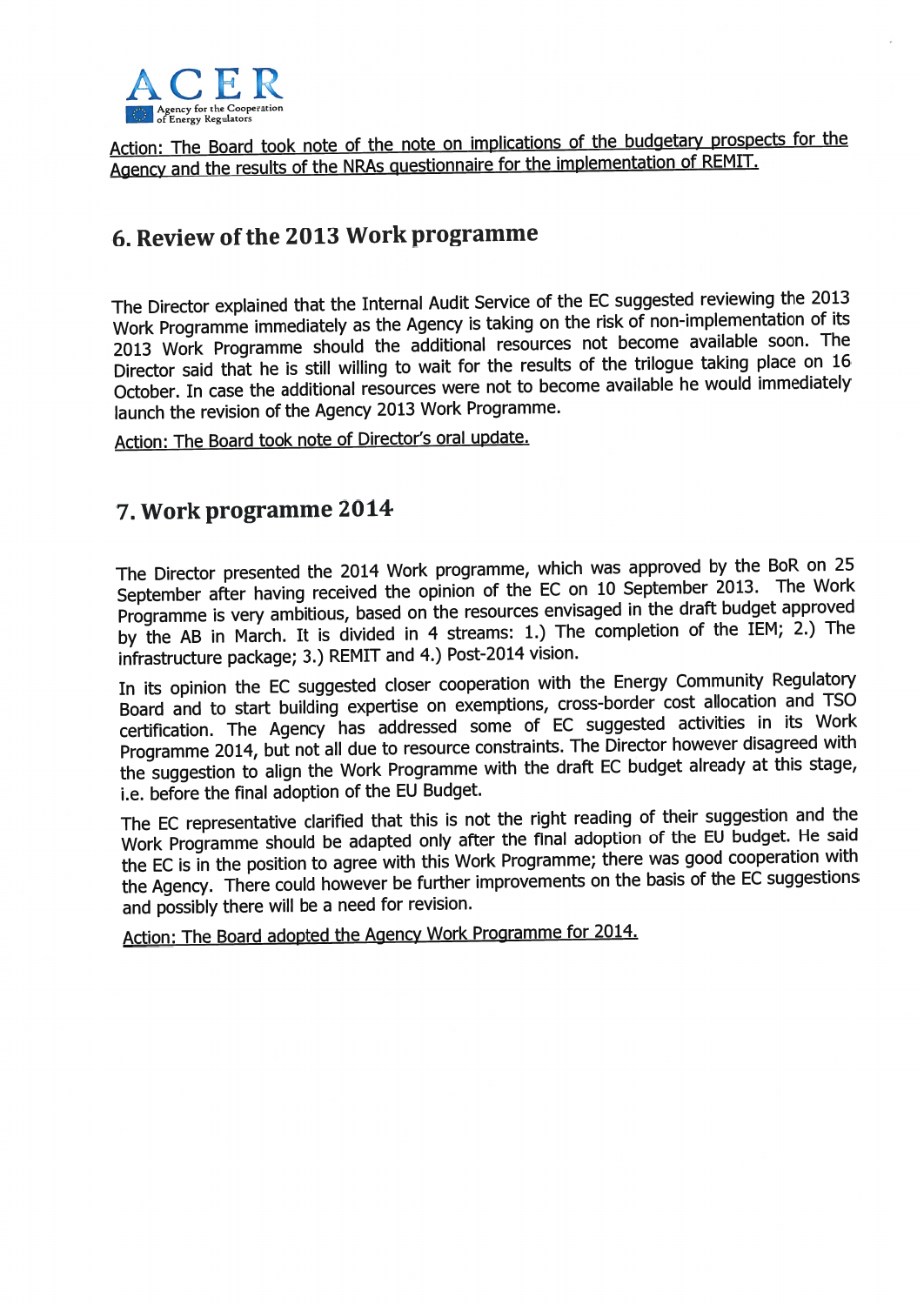Action: The Board took note of the note on implications of the budgetary prospects for the Agency and the results of the NRAs questionnaire for the implementation of REMIT.

## 6. Review of the 2013 Work programme

The Director explained that the Internal Audit Service of the EC suggested reviewing the 2013 Work Programme immediately as the Agency is taking on the risk of non-implementation of its 2013 Work Programme should the additional resources not become available soon. The Director said that he is still willing to wait for the results of the trilogue taking place on 16 October. In case the additional resources were not to become available he would immediately launch the revision of the Agency 2013 Work Programme.

Action: The Board took note of Director's oral update.

## 7. Work programme 2014

The Director presented the 2014 Work programme, which was approved by the BoR on 25 September after having received the opinion of the EC on 10 September 2013. The Work Programme is very ambitious, based on the resources envisaged in the draft budget approved by the AB in March. It is divided in 4 streams: 1.) The completion of the IEM; 2.) The infrastructure package; 3.) REMIT and 4.) Post-2014 vision.

In its opinion the EC suggested closer cooperation with the Energy Community Regulatory Board and to start building expertise on exemptions, cross-border cost allocation and TSO certification. The Agency has addressed some of EC suggested activities in its Work Programme 2014, but not all due to resource constraints. The Director however disagreed with the suggestion to align the Work Programme with the draft EC budget already at this stage, i.e. before the final adoption of the EU Budget.

The EC representative clarified that this is not the right reading of their suggestion and the Work Programme should be adapted only after the final adoption of the EU budget. He said the EC is in the position to agree with this Work Programme; there was good cooperation with the Agency. There could however be further improvements on the basis of the EC suggestions and possibly there will be a need for revision.

Action: The Board adopted the Agency Work Programme for 2014.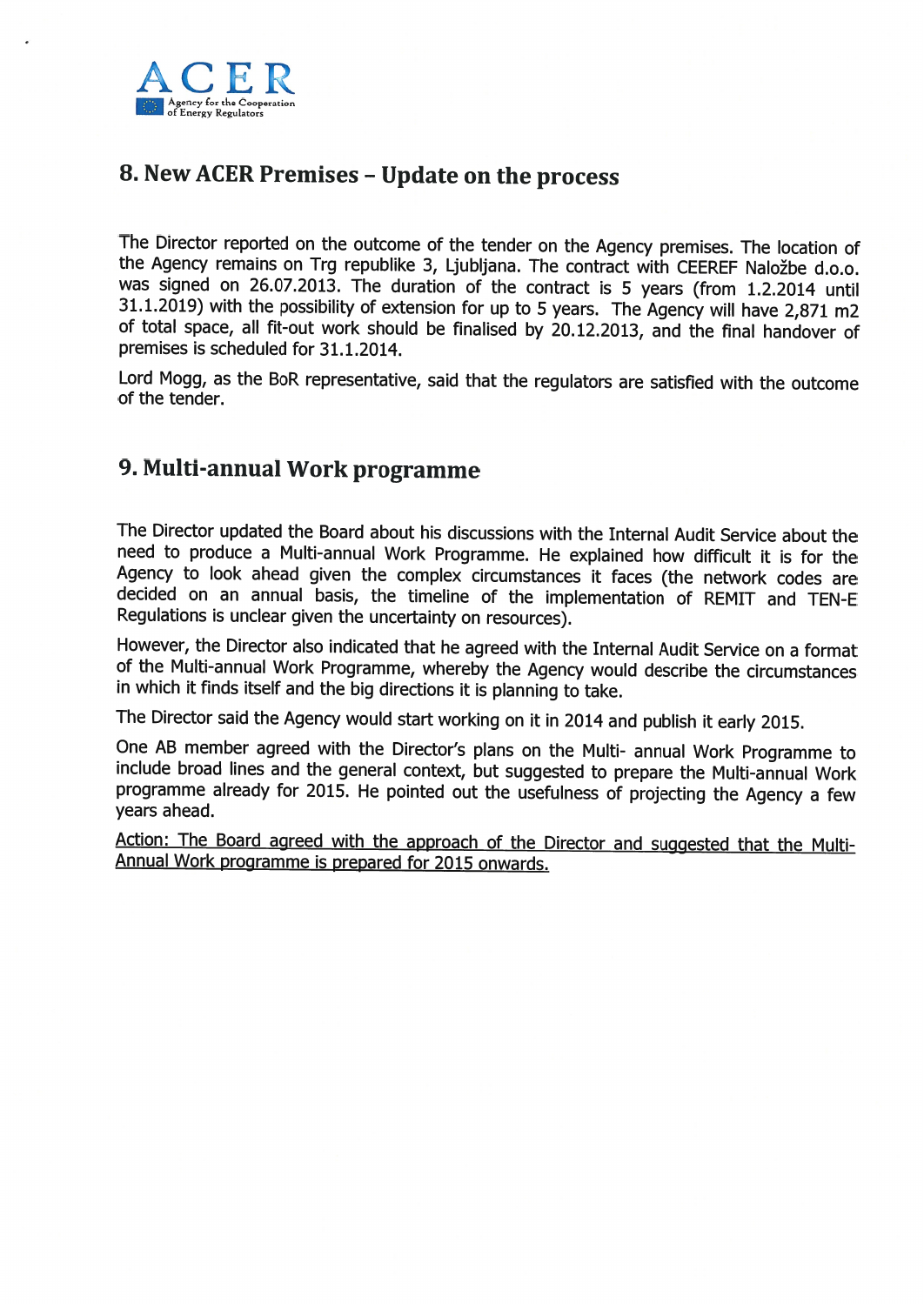## 8. New ACER Premises – Update on the process

The Director reported on the outcome of the tender on the Agency premises. The location of the Agency remains on Trg republike 3, Ljubljana. The contract with CEEREF Naložbe d.o.o. was signed on 26.07.2013. The duration of the contract is 5 years (from 1.2.2014 until 31.1.2019) with the possibility of extension for up to 5 years. The Agency will have 2,871 m2 of total space, all fit-out work should be finalised by 20.12.2013, and the final handover of premises is scheduled for 31.1.2014.

Lord Mogg, as the BoR representative, said that the regulators are satisfied with the outcome of the tender.

## 9. Multi-annual Work programme

The Director updated the Board about his discussions with the Internal Audit Service about the need to produce a Multi-annual Work Programme. He explained how difficult it is for the Agency to look ahead given the complex circumstances it faces (the network codes are decided on an annual basis, the timeline of the implementation of REMIT and TEN-E Regulations is unclear given the uncertainty on resources).

However, the Director also indicated that he agreed with the Internal Audit Service on a format of the Multi-annual Work Programme, whereby the Agency would describe the circumstances in which it finds itself and the big directions it is planning to take.

The Director said the Agency would start working on it in 2014 and publish it early 2015.

One AB member agreed with the Director's plans on the Multi- annual Work Programme to include broad lines and the general context, but suggested to prepare the Multi-annual Work programme already for 2015. He pointed out the usefulness of projecting the Agency a few years ahead.

Action: The Board agreed with the approach of the Director and suggested that the Multi-Annual Work programme is prepared for 2015 onwards.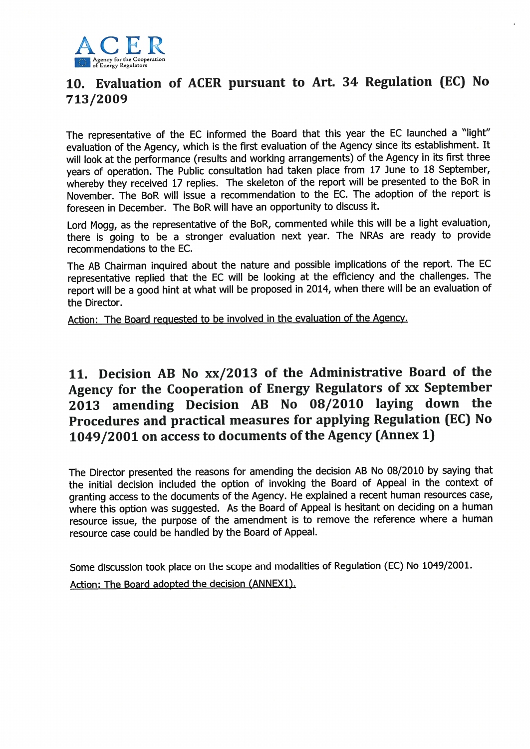## 10. Evaluation of ACER pursuant to Art. 34 Regulation (EC) No 713/2009

The representative of the EC informed the Board that this year the EC launched a "light" evaluation of the Agency, which is the first evaluation of the Agency since its establishment. It will look at the performance (results and working arrangements) of the Agency in its first three years of operation. The Public consultation had taken place from 17 June to 18 September, whereby they received 17 replies. The skeleton of the report will be presented to the BoR in November. The BoR will issue a recommendation to the EC. The adoption of the report is foreseen in December. The BoR will have an opportunity to discuss it.

Lord Mogg, as the representative of the BoR, commented while this will be a light evaluation, there is going to be a stronger evaluation next year. The NRAs are ready to provide recommendations to the EC.

The AB Chairman inquired about the nature and possible implications of the report. The EC representative replied that the EC will be looking at the efficiency and the challenges. The report will be a good hint at what will be proposed in 2014, when there will be an evaluation of the Director.

Action: The Board requested to be involved in the evaluation of the Agency.

## 11. Decision AB No xx/2013 of the Administrative Board of the Agency for the Cooperation of Energy Regulators of xx September 2013 amending Decision AB No 08/2010 laying down the Procedures and practical measures for applying Regulation (EC) No 1049/2001 on access to documents of the Agency (Annex 1)

The Director presented the reasons for amending the decision AB No 08/2010 by saying that the initial decision included the option of invoking the Board of Appeal in the context of granting access to the documents of the Agency. He explained a recent human resources case, where this option was suggested. As the Board of Appeal is hesitant on deciding on a human resource issue, the purpose of the amendment is to remove the reference where a human resource case could be handled by the Board of Appeal.

Some discussion took place on the scope and modalities of Regulation (EC) No 1049/2001.

Action: The Board adopted the decision (ANNEX1).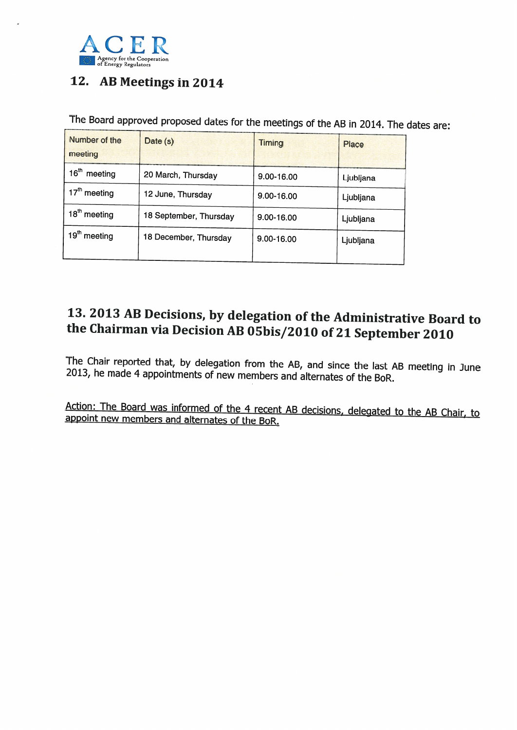## 12. AB Meetings in 2014

The Board approved proposed dates for the meetings of the AB in 2014. The dates are:

| Number of the meeting | Date (s) | Timing | Place |
|---|---|---|---|
| 16th meeting | 20 March, Thursday | 9.00-16.00 | Ljubljana |
| 17th meeting | 12 June, Thursday | 9.00-16.00 | Ljubljana |
| 18th meeting | 18 September, Thursday | 9.00-16.00 | Ljubljana |
| 19th meeting | 18 December, Thursday | 9.00-16.00 | Ljubljana |

## 13. 2013 AB Decisions, by delegation of the Administrative Board to the Chairman via Decision AB 05bis/2010 of 21 September 2010

The Chair reported that, by delegation from the AB, and since the last AB meeting in June 2013, he made 4 appointments of new members and alternates of the BoR.

<u>Action: The Board was informed of the 4 recent AB decisions, delegated to the AB Chair, to appoint new members and alternates of the BoR.</u>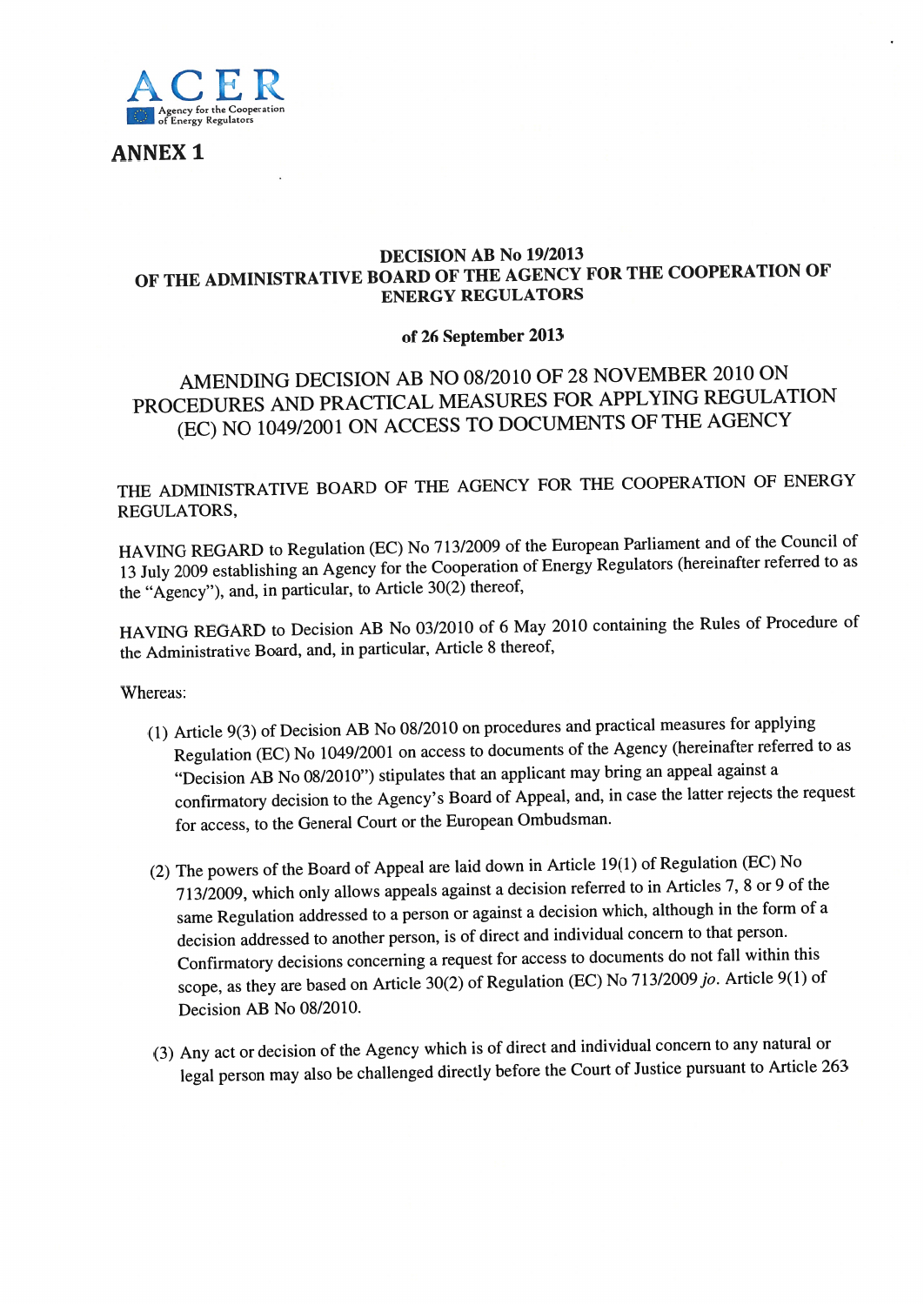ACER

Agency for the Cooperation of Energy Regulators

**ANNEX 1**

**DECISION AB No 19/2013**
**OF THE ADMINISTRATIVE BOARD OF THE AGENCY FOR THE COOPERATION OF ENERGY REGULATORS**

**of 26 September 2013**

AMENDING DECISION AB NO 08/2010 OF 28 NOVEMBER 2010 ON PROCEDURES AND PRACTICAL MEASURES FOR APPLYING REGULATION (EC) NO 1049/2001 ON ACCESS TO DOCUMENTS OF THE AGENCY

THE ADMINISTRATIVE BOARD OF THE AGENCY FOR THE COOPERATION OF ENERGY REGULATORS,

HAVING REGARD to Regulation (EC) No 713/2009 of the European Parliament and of the Council of 13 July 2009 establishing an Agency for the Cooperation of Energy Regulators (hereinafter referred to as the "Agency"), and, in particular, to Article 30(2) thereof,

HAVING REGARD to Decision AB No 03/2010 of 6 May 2010 containing the Rules of Procedure of the Administrative Board, and, in particular, Article 8 thereof,

Whereas:

(1) Article 9(3) of Decision AB No 08/2010 on procedures and practical measures for applying Regulation (EC) No 1049/2001 on access to documents of the Agency (hereinafter referred to as "Decision AB No 08/2010") stipulates that an applicant may bring an appeal against a confirmatory decision to the Agency's Board of Appeal, and, in case the latter rejects the request for access, to the General Court or the European Ombudsman.

(2) The powers of the Board of Appeal are laid down in Article 19(1) of Regulation (EC) No 713/2009, which only allows appeals against a decision referred to in Articles 7, 8 or 9 of the same Regulation addressed to a person or against a decision which, although in the form of a decision addressed to another person, is of direct and individual concern to that person. Confirmatory decisions concerning a request for access to documents do not fall within this scope, as they are based on Article 30(2) of Regulation (EC) No 713/2009 *jo*. Article 9(1) of Decision AB No 08/2010.

(3) Any act or decision of the Agency which is of direct and individual concern to any natural or legal person may also be challenged directly before the Court of Justice pursuant to Article 263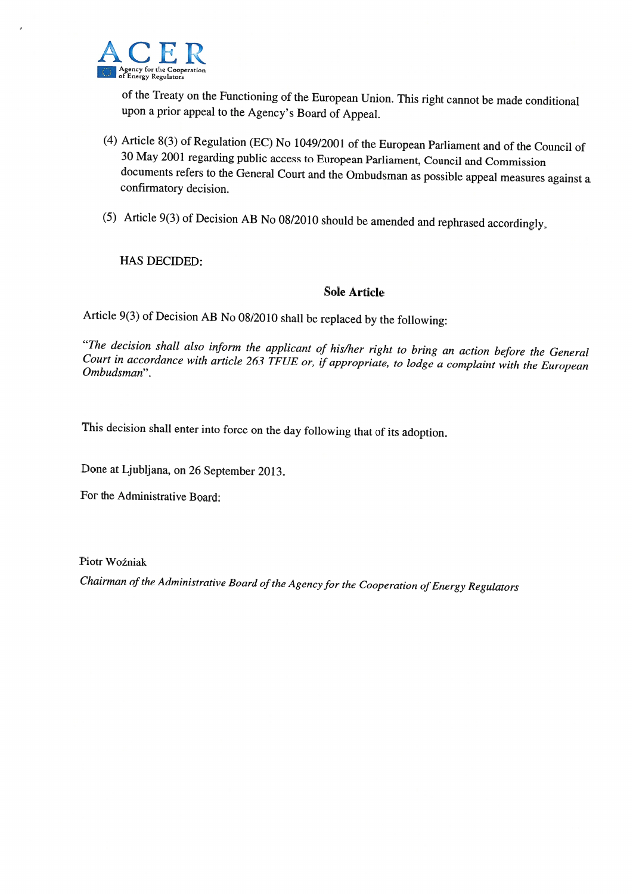of the Treaty on the Functioning of the European Union. This right cannot be made conditional upon a prior appeal to the Agency's Board of Appeal.

(4) Article 8(3) of Regulation (EC) No 1049/2001 of the European Parliament and of the Council of 30 May 2001 regarding public access to European Parliament, Council and Commission documents refers to the General Court and the Ombudsman as possible appeal measures against a confirmatory decision.

(5) Article 9(3) of Decision AB No 08/2010 should be amended and rephrased accordingly,

HAS DECIDED:

**Sole Article**

Article 9(3) of Decision AB No 08/2010 shall be replaced by the following:

*"The decision shall also inform the applicant of his/her right to bring an action before the General Court in accordance with article 263 TFUE or, if appropriate, to lodge a complaint with the European Ombudsman".*

This decision shall enter into force on the day following that of its adoption.

Done at Ljubljana, on 26 September 2013.

For the Administrative Board:

Piotr Woźniak

*Chairman of the Administrative Board of the Agency for the Cooperation of Energy Regulators*